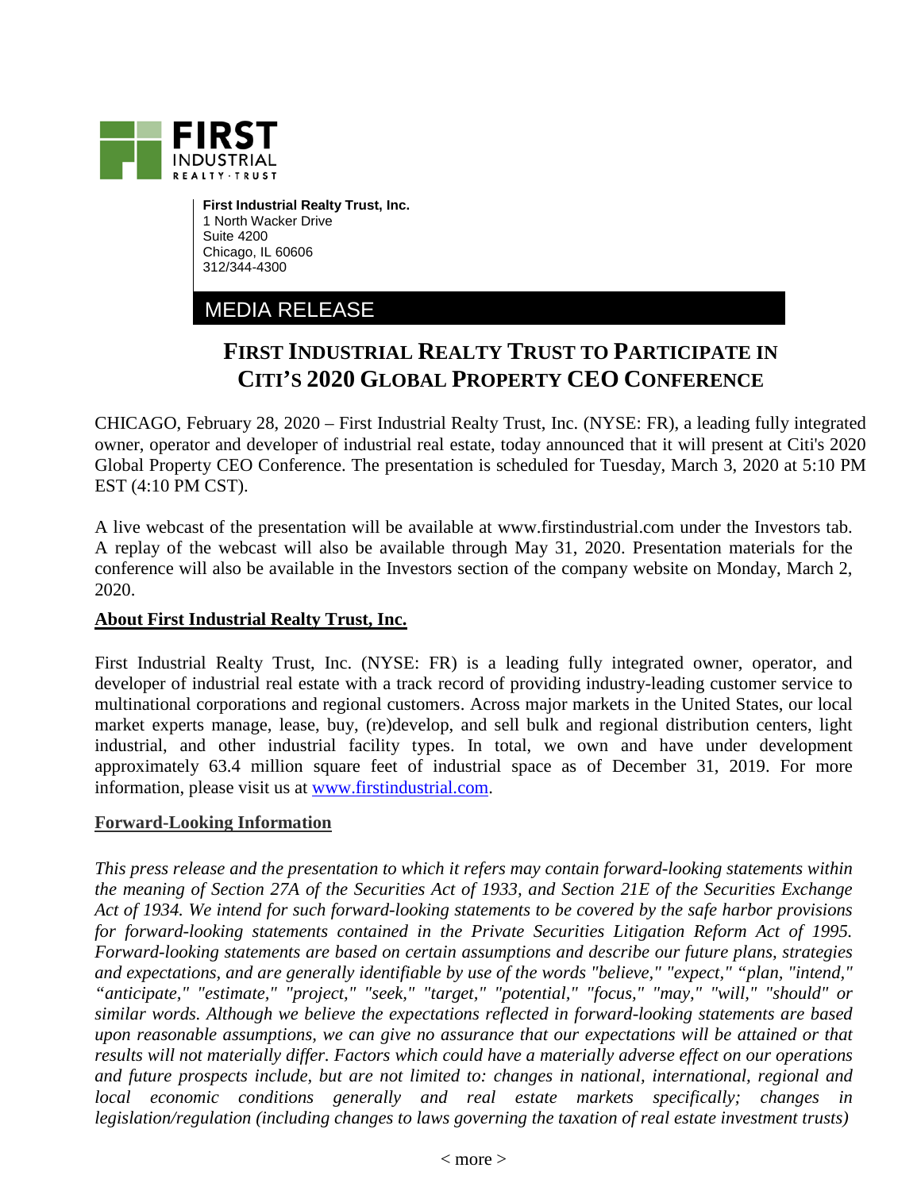**First Industrial Realty Trust, Inc.**
1 North Wacker Drive
Suite 4200
Chicago, IL 60606
312/344-4300

MEDIA RELEASE

# FIRST INDUSTRIAL REALTY TRUST TO PARTICIPATE IN CITI'S 2020 GLOBAL PROPERTY CEO CONFERENCE

CHICAGO, February 28, 2020 – First Industrial Realty Trust, Inc. (NYSE: FR), a leading fully integrated owner, operator and developer of industrial real estate, today announced that it will present at Citi's 2020 Global Property CEO Conference. The presentation is scheduled for Tuesday, March 3, 2020 at 5:10 PM EST (4:10 PM CST).

A live webcast of the presentation will be available at www.firstindustrial.com under the Investors tab. A replay of the webcast will also be available through May 31, 2020. Presentation materials for the conference will also be available in the Investors section of the company website on Monday, March 2, 2020.

**About First Industrial Realty Trust, Inc.**

First Industrial Realty Trust, Inc. (NYSE: FR) is a leading fully integrated owner, operator, and developer of industrial real estate with a track record of providing industry-leading customer service to multinational corporations and regional customers. Across major markets in the United States, our local market experts manage, lease, buy, (re)develop, and sell bulk and regional distribution centers, light industrial, and other industrial facility types. In total, we own and have under development approximately 63.4 million square feet of industrial space as of December 31, 2019. For more information, please visit us at [www.firstindustrial.com](http://www.firstindustrial.com).

**Forward-Looking Information**

*This press release and the presentation to which it refers may contain forward-looking statements within the meaning of Section 27A of the Securities Act of 1933, and Section 21E of the Securities Exchange Act of 1934. We intend for such forward-looking statements to be covered by the safe harbor provisions for forward-looking statements contained in the Private Securities Litigation Reform Act of 1995. Forward-looking statements are based on certain assumptions and describe our future plans, strategies and expectations, and are generally identifiable by use of the words "believe," "expect," "plan, "intend," "anticipate," "estimate," "project," "seek," "target," "potential," "focus," "may," "will," "should" or similar words. Although we believe the expectations reflected in forward-looking statements are based upon reasonable assumptions, we can give no assurance that our expectations will be attained or that results will not materially differ. Factors which could have a materially adverse effect on our operations and future prospects include, but are not limited to: changes in national, international, regional and local economic conditions generally and real estate markets specifically; changes in legislation/regulation (including changes to laws governing the taxation of real estate investment trusts)*

< more >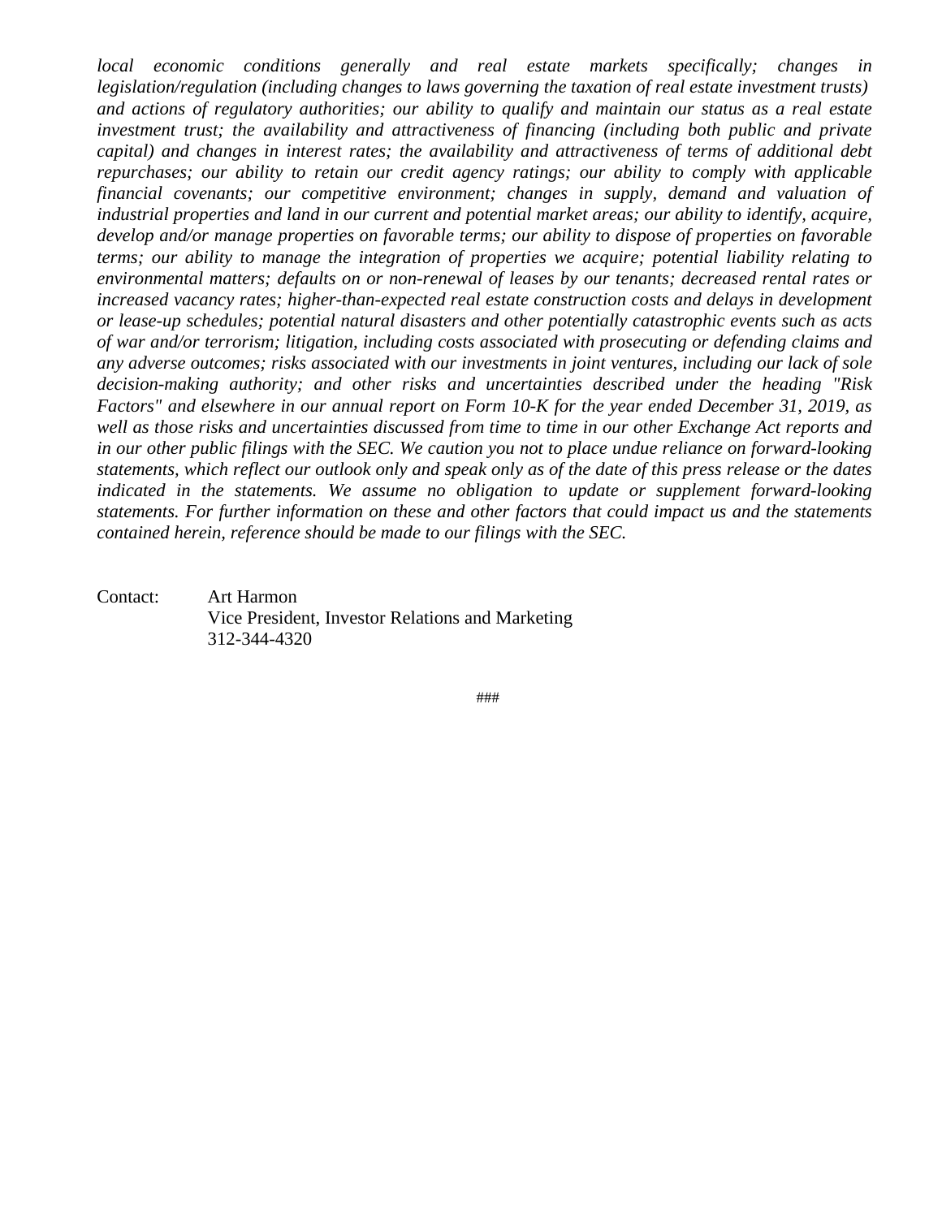*local economic conditions generally and real estate markets specifically; changes in legislation/regulation (including changes to laws governing the taxation of real estate investment trusts) and actions of regulatory authorities; our ability to qualify and maintain our status as a real estate investment trust; the availability and attractiveness of financing (including both public and private capital) and changes in interest rates; the availability and attractiveness of terms of additional debt repurchases; our ability to retain our credit agency ratings; our ability to comply with applicable financial covenants; our competitive environment; changes in supply, demand and valuation of industrial properties and land in our current and potential market areas; our ability to identify, acquire, develop and/or manage properties on favorable terms; our ability to dispose of properties on favorable terms; our ability to manage the integration of properties we acquire; potential liability relating to environmental matters; defaults on or non-renewal of leases by our tenants; decreased rental rates or increased vacancy rates; higher-than-expected real estate construction costs and delays in development or lease-up schedules; potential natural disasters and other potentially catastrophic events such as acts of war and/or terrorism; litigation, including costs associated with prosecuting or defending claims and any adverse outcomes; risks associated with our investments in joint ventures, including our lack of sole decision-making authority; and other risks and uncertainties described under the heading "Risk Factors" and elsewhere in our annual report on Form 10-K for the year ended December 31, 2019, as well as those risks and uncertainties discussed from time to time in our other Exchange Act reports and in our other public filings with the SEC. We caution you not to place undue reliance on forward-looking statements, which reflect our outlook only and speak only as of the date of this press release or the dates indicated in the statements. We assume no obligation to update or supplement forward-looking statements. For further information on these and other factors that could impact us and the statements contained herein, reference should be made to our filings with the SEC.*

Contact: Art Harmon
Vice President, Investor Relations and Marketing
312-344-4320

###